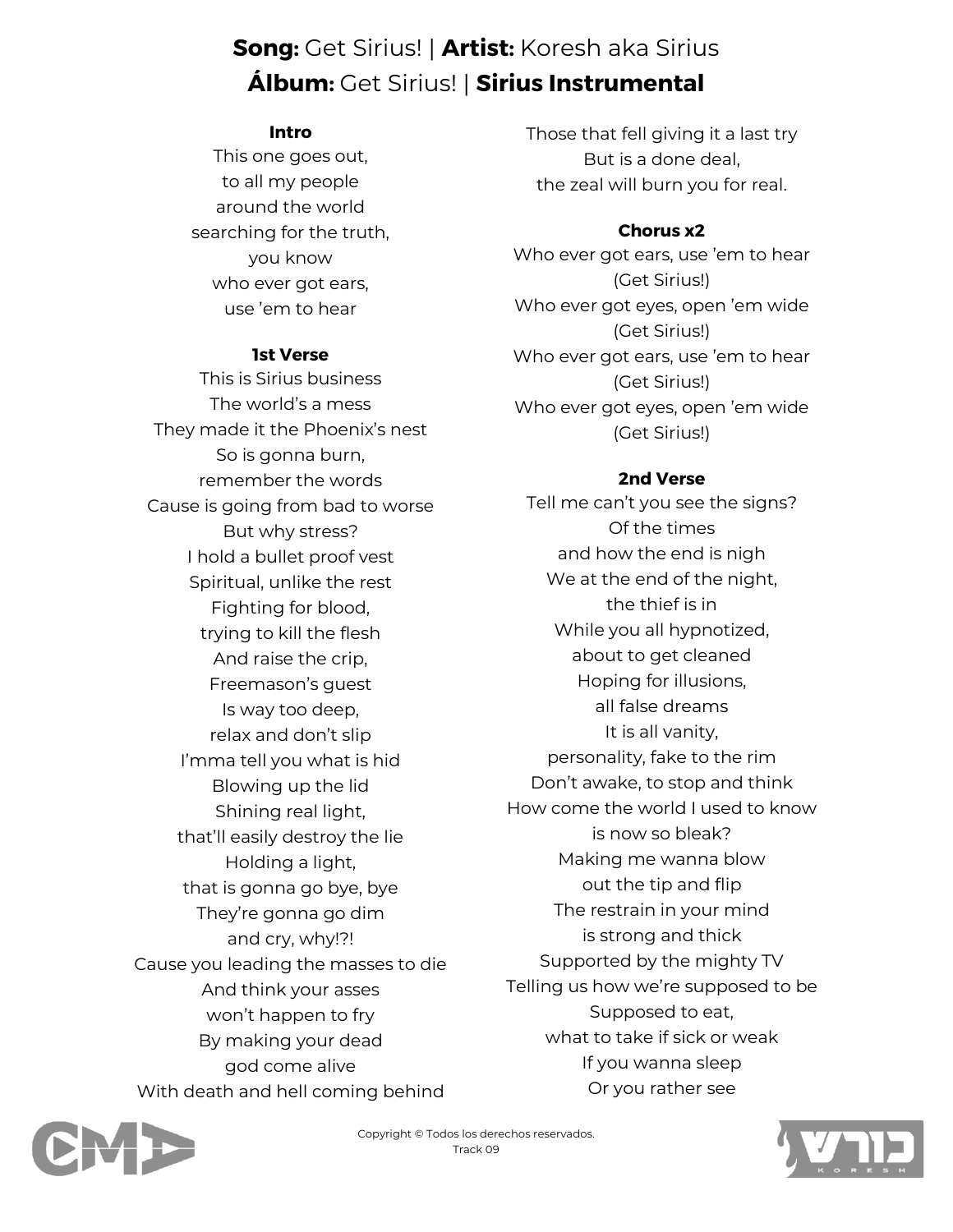**Song:** Get Sirius! | **Artist:** Koresh aka Sirius
**Álbum:** Get Sirius! | **Sirius Instrumental**

**Intro**

This one goes out,
to all my people
around the world
searching for the truth,
you know
who ever got ears,
use ’em to hear

**1st Verse**

This is Sirius business
The world’s a mess
They made it the Phoenix’s nest
So is gonna burn,
remember the words
Cause is going from bad to worse
But why stress?
I hold a bullet proof vest
Spiritual, unlike the rest
Fighting for blood,
trying to kill the flesh
And raise the crip,
Freemason’s guest
Is way too deep,
relax and don’t slip
I’mma tell you what is hid
Blowing up the lid
Shining real light,
that’ll easily destroy the lie
Holding a light,
that is gonna go bye, bye
They’re gonna go dim
and cry, why!?!
Cause you leading the masses to die
And think your asses
won’t happen to fry
By making your dead
god come alive
With death and hell coming behind
Those that fell giving it a last try
But is a done deal,
the zeal will burn you for real.

**Chorus x2**

Who ever got ears, use ’em to hear
(Get Sirius!)
Who ever got eyes, open ’em wide
(Get Sirius!)
Who ever got ears, use ’em to hear
(Get Sirius!)
Who ever got eyes, open ’em wide
(Get Sirius!)

**2nd Verse**

Tell me can’t you see the signs?
Of the times
and how the end is nigh
We at the end of the night,
the thief is in
While you all hypnotized,
about to get cleaned
Hoping for illusions,
all false dreams
It is all vanity,
personality, fake to the rim
Don’t awake, to stop and think
How come the world I used to know
is now so bleak?
Making me wanna blow
out the tip and flip
The restrain in your mind
is strong and thick
Supported by the mighty TV
Telling us how we’re supposed to be
Supposed to eat,
what to take if sick or weak
If you wanna sleep
Or you rather see

Copyright © Todos los derechos reservados.
Track 09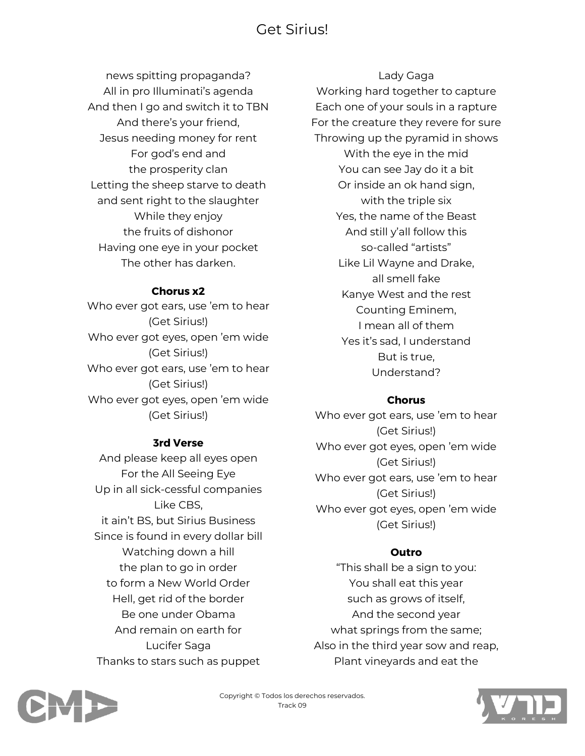news spitting propaganda?
All in pro Illuminati's agenda
And then I go and switch it to TBN
And there's your friend,
Jesus needing money for rent
For god's end and
the prosperity clan
Letting the sheep starve to death
and sent right to the slaughter
While they enjoy
the fruits of dishonor
Having one eye in your pocket
The other has darken.

**Chorus x2**

Who ever got ears, use 'em to hear
(Get Sirius!)
Who ever got eyes, open 'em wide
(Get Sirius!)
Who ever got ears, use 'em to hear
(Get Sirius!)
Who ever got eyes, open 'em wide
(Get Sirius!)

**3rd Verse**

And please keep all eyes open
For the All Seeing Eye
Up in all sick-cessful companies
Like CBS,
it ain't BS, but Sirius Business
Since is found in every dollar bill
Watching down a hill
the plan to go in order
to form a New World Order
Hell, get rid of the border
Be one under Obama
And remain on earth for
Lucifer Saga
Thanks to stars such as puppet
Lady Gaga
Working hard together to capture
Each one of your souls in a rapture
For the creature they revere for sure
Throwing up the pyramid in shows
With the eye in the mid
You can see Jay do it a bit
Or inside an ok hand sign,
with the triple six
Yes, the name of the Beast
And still y'all follow this
so-called "artists"
Like Lil Wayne and Drake,
all smell fake
Kanye West and the rest
Counting Eminem,
I mean all of them
Yes it's sad, I understand
But is true,
Understand?

**Chorus**

Who ever got ears, use 'em to hear
(Get Sirius!)
Who ever got eyes, open 'em wide
(Get Sirius!)
Who ever got ears, use 'em to hear
(Get Sirius!)
Who ever got eyes, open 'em wide
(Get Sirius!)

**Outro**

"This shall be a sign to you:
You shall eat this year
such as grows of itself,
And the second year
what springs from the same;
Also in the third year sow and reap,
Plant vineyards and eat the

Copyright © Todos los derechos reservados.
Track 09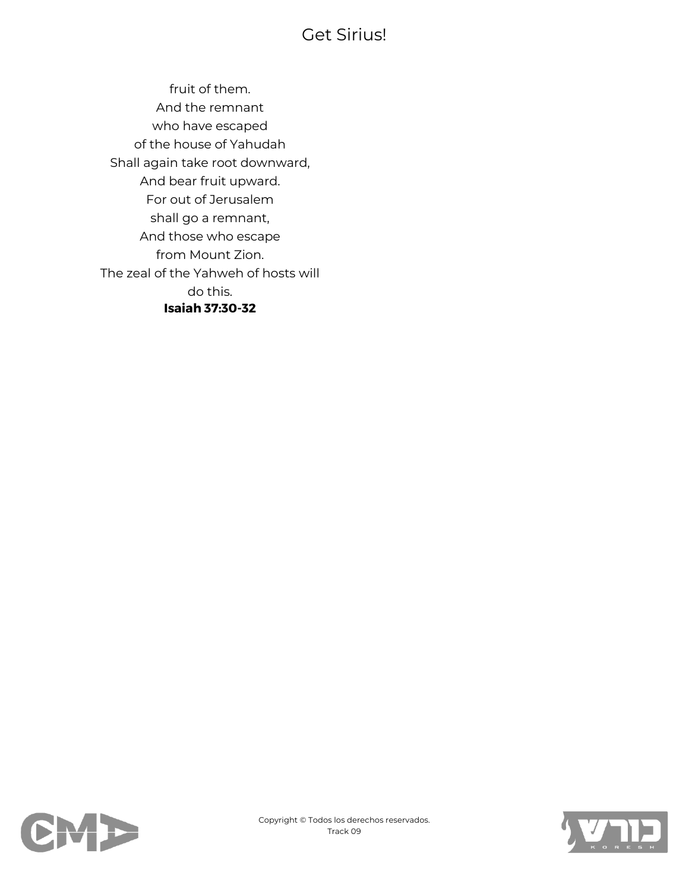fruit of them.
And the remnant
who have escaped
of the house of Yahudah
Shall again take root downward,
And bear fruit upward.
For out of Jerusalem
shall go a remnant,
And those who escape
from Mount Zion.
The zeal of the Yahweh of hosts will
do this.
**Isaiah 37:30-32**